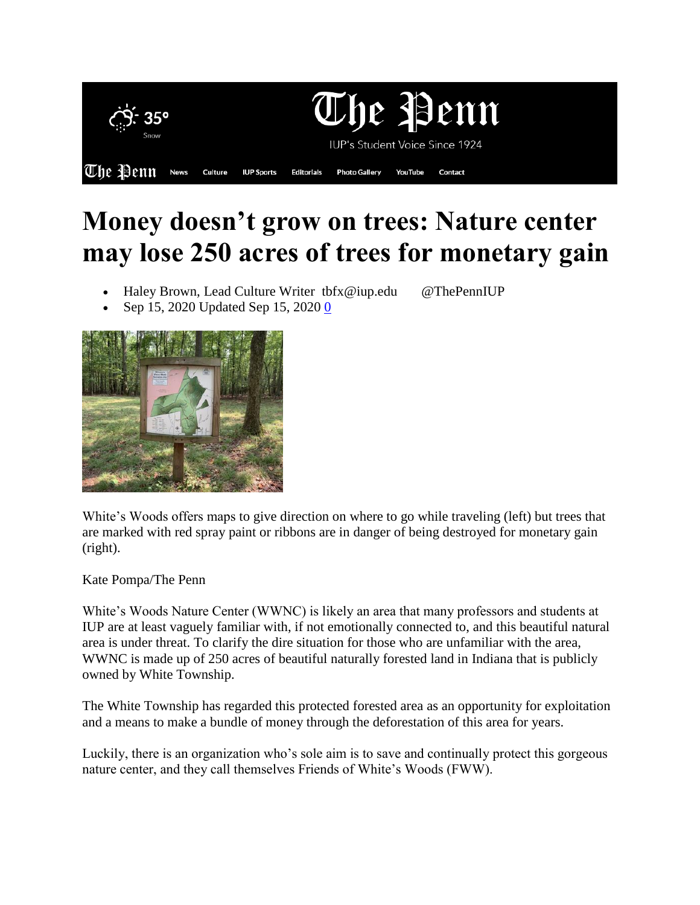# Money doesn't grow on trees: Nature center may lose 250 acres of trees for monetary gain

- Haley Brown, Lead Culture Writer tbfx@iup.edu @ThePennIUP
- Sep 15, 2020 Updated Sep 15, 2020 0

White's Woods offers maps to give direction on where to go while traveling (left) but trees that are marked with red spray paint or ribbons are in danger of being destroyed for monetary gain (right).

Kate Pompa/The Penn

White's Woods Nature Center (WWNC) is likely an area that many professors and students at IUP are at least vaguely familiar with, if not emotionally connected to, and this beautiful natural area is under threat. To clarify the dire situation for those who are unfamiliar with the area, WWNC is made up of 250 acres of beautiful naturally forested land in Indiana that is publicly owned by White Township.

The White Township has regarded this protected forested area as an opportunity for exploitation and a means to make a bundle of money through the deforestation of this area for years.

Luckily, there is an organization who's sole aim is to save and continually protect this gorgeous nature center, and they call themselves Friends of White's Woods (FWW).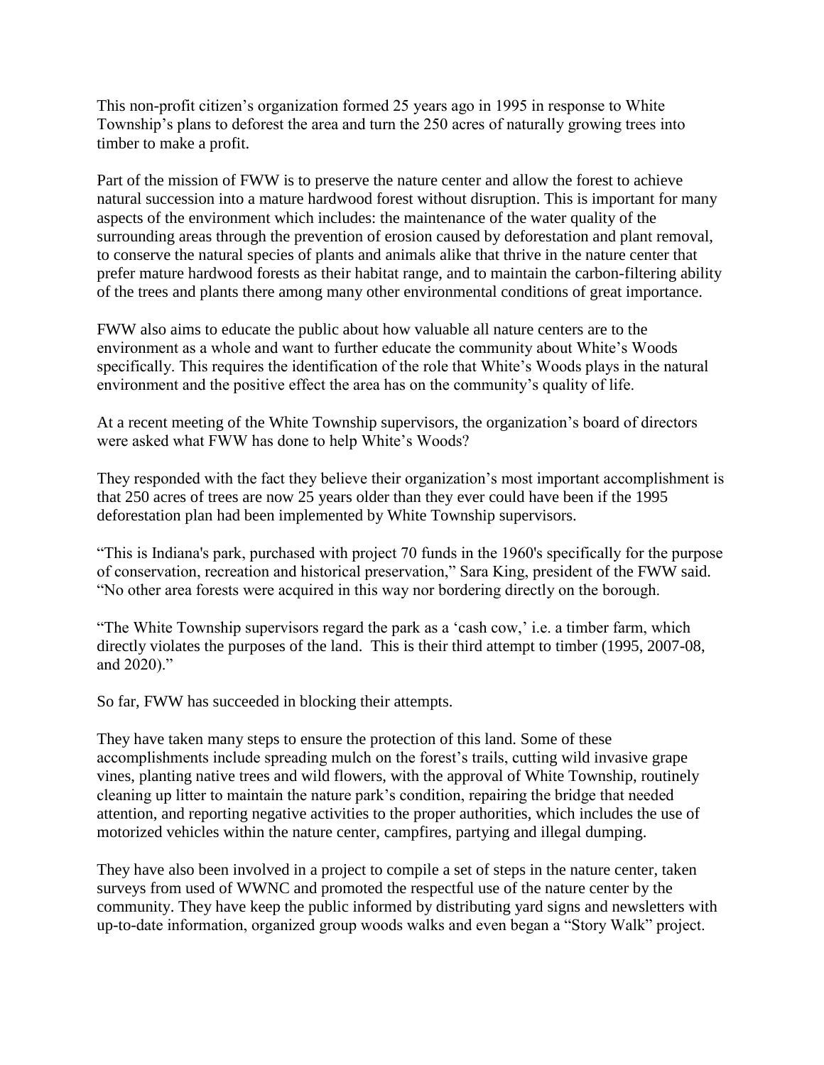This non-profit citizen's organization formed 25 years ago in 1995 in response to White Township's plans to deforest the area and turn the 250 acres of naturally growing trees into timber to make a profit.

Part of the mission of FWW is to preserve the nature center and allow the forest to achieve natural succession into a mature hardwood forest without disruption. This is important for many aspects of the environment which includes: the maintenance of the water quality of the surrounding areas through the prevention of erosion caused by deforestation and plant removal, to conserve the natural species of plants and animals alike that thrive in the nature center that prefer mature hardwood forests as their habitat range, and to maintain the carbon-filtering ability of the trees and plants there among many other environmental conditions of great importance.

FWW also aims to educate the public about how valuable all nature centers are to the environment as a whole and want to further educate the community about White's Woods specifically. This requires the identification of the role that White's Woods plays in the natural environment and the positive effect the area has on the community's quality of life.

At a recent meeting of the White Township supervisors, the organization's board of directors were asked what FWW has done to help White's Woods?

They responded with the fact they believe their organization's most important accomplishment is that 250 acres of trees are now 25 years older than they ever could have been if the 1995 deforestation plan had been implemented by White Township supervisors.

"This is Indiana's park, purchased with project 70 funds in the 1960's specifically for the purpose of conservation, recreation and historical preservation," Sara King, president of the FWW said. "No other area forests were acquired in this way nor bordering directly on the borough.

"The White Township supervisors regard the park as a 'cash cow,' i.e. a timber farm, which directly violates the purposes of the land. This is their third attempt to timber (1995, 2007-08, and 2020)."

So far, FWW has succeeded in blocking their attempts.

They have taken many steps to ensure the protection of this land. Some of these accomplishments include spreading mulch on the forest's trails, cutting wild invasive grape vines, planting native trees and wild flowers, with the approval of White Township, routinely cleaning up litter to maintain the nature park's condition, repairing the bridge that needed attention, and reporting negative activities to the proper authorities, which includes the use of motorized vehicles within the nature center, campfires, partying and illegal dumping.

They have also been involved in a project to compile a set of steps in the nature center, taken surveys from used of WWNC and promoted the respectful use of the nature center by the community. They have keep the public informed by distributing yard signs and newsletters with up-to-date information, organized group woods walks and even began a "Story Walk" project.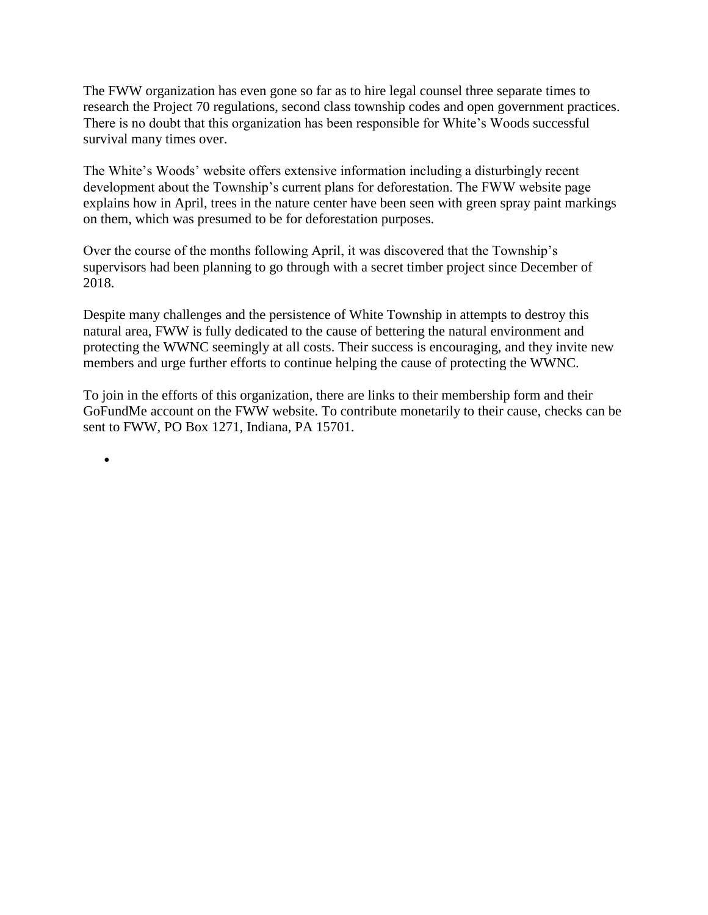The FWW organization has even gone so far as to hire legal counsel three separate times to research the Project 70 regulations, second class township codes and open government practices. There is no doubt that this organization has been responsible for White's Woods successful survival many times over.

The White's Woods' website offers extensive information including a disturbingly recent development about the Township's current plans for deforestation. The FWW website page explains how in April, trees in the nature center have been seen with green spray paint markings on them, which was presumed to be for deforestation purposes.

Over the course of the months following April, it was discovered that the Township's supervisors had been planning to go through with a secret timber project since December of 2018.

Despite many challenges and the persistence of White Township in attempts to destroy this natural area, FWW is fully dedicated to the cause of bettering the natural environment and protecting the WWNC seemingly at all costs. Their success is encouraging, and they invite new members and urge further efforts to continue helping the cause of protecting the WWNC.

To join in the efforts of this organization, there are links to their membership form and their GoFundMe account on the FWW website. To contribute monetarily to their cause, checks can be sent to FWW, PO Box 1271, Indiana, PA 15701.